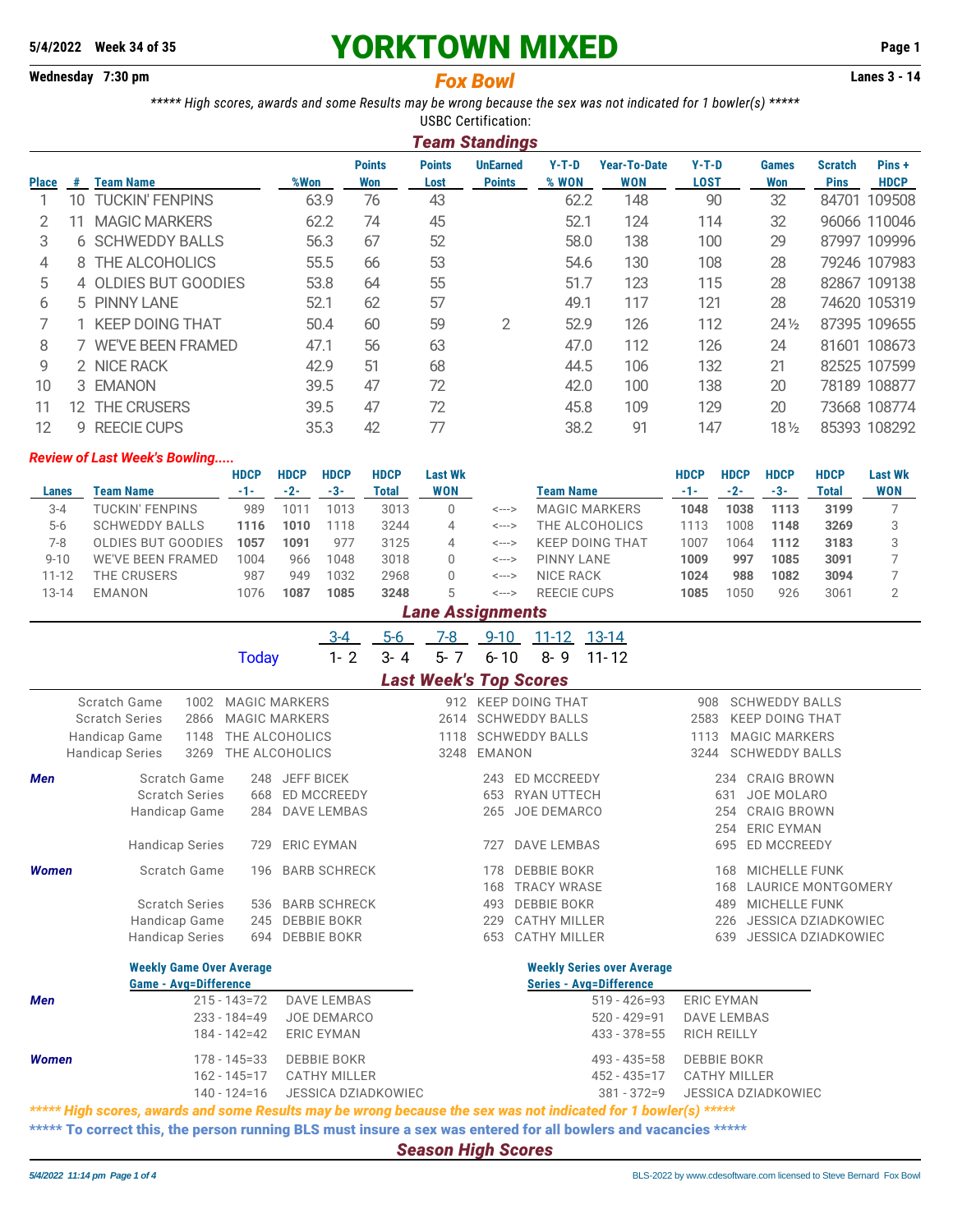5/4/2022 Week 34 of 35

# YORKTOWN MIXED

Wednesday 7:30 pm

## *Fox Bowl*

Lanes 3 - 14

*\*\*\*\*\* High scores, awards and some Results may be wrong because the sex was not indicated for 1 bowler(s) \*\*\*\*\**

USBC Certification:

## *Team Standings*

| Place | # | Team Name | %Won | Points Won | Points Lost | UnEarned Points | Y-T-D % WON | Year-To-Date WON | Y-T-D LOST | Games Won | Scratch Pins | Pins + HDCP |
|---|---|---|---|---|---|---|---|---|---|---|---|---|
| 1 | 10 | TUCKIN' FENPINS | 63.9 | 76 | 43 | | 62.2 | 148 | 90 | 32 | 84701 | 109508 |
| 2 | 11 | MAGIC MARKERS | 62.2 | 74 | 45 | | 52.1 | 124 | 114 | 32 | 96066 | 110046 |
| 3 | 6 | SCHWEDDY BALLS | 56.3 | 67 | 52 | | 58.0 | 138 | 100 | 29 | 87997 | 109996 |
| 4 | 8 | THE ALCOHOLICS | 55.5 | 66 | 53 | | 54.6 | 130 | 108 | 28 | 79246 | 107983 |
| 5 | 4 | OLDIES BUT GOODIES | 53.8 | 64 | 55 | | 51.7 | 123 | 115 | 28 | 82867 | 109138 |
| 6 | 5 | PINNY LANE | 52.1 | 62 | 57 | | 49.1 | 117 | 121 | 28 | 74620 | 105319 |
| 7 | 1 | KEEP DOING THAT | 50.4 | 60 | 59 | 2 | 52.9 | 126 | 112 | 24½ | 87395 | 109655 |
| 8 | 7 | WE'VE BEEN FRAMED | 47.1 | 56 | 63 | | 47.0 | 112 | 126 | 24 | 81601 | 108673 |
| 9 | 2 | NICE RACK | 42.9 | 51 | 68 | | 44.5 | 106 | 132 | 21 | 82525 | 107599 |
| 10 | 3 | EMANON | 39.5 | 47 | 72 | | 42.0 | 100 | 138 | 20 | 78189 | 108877 |
| 11 | 12 | THE CRUSERS | 39.5 | 47 | 72 | | 45.8 | 109 | 129 | 20 | 73668 | 108774 |
| 12 | 9 | REECIE CUPS | 35.3 | 42 | 77 | | 38.2 | 91 | 147 | 18½ | 85393 | 108292 |

### *Review of Last Week's Bowling.....*

| Lanes | Team Name | HDCP -1- | HDCP -2- | HDCP -3- | HDCP Total | Last Wk WON | | Team Name | HDCP -1- | HDCP -2- | HDCP -3- | HDCP Total | Last Wk WON |
|---|---|---|---|---|---|---|---|---|---|---|---|---|---|
| 3-4 | TUCKIN' FENPINS | 989 | 1011 | 1013 | 3013 | 0 | <---> | MAGIC MARKERS | **1048** | **1038** | **1113** | **3199** | 7 |
| 5-6 | SCHWEDDY BALLS | **1116** | **1010** | 1118 | 3244 | 4 | <---> | THE ALCOHOLICS | 1113 | 1008 | **1148** | **3269** | 3 |
| 7-8 | OLDIES BUT GOODIES | **1057** | **1091** | 977 | 3125 | 4 | <---> | KEEP DOING THAT | 1007 | 1064 | **1112** | **3183** | 3 |
| 9-10 | WE'VE BEEN FRAMED | 1004 | 966 | 1048 | 3018 | 0 | <---> | PINNY LANE | **1009** | **997** | **1085** | **3091** | 7 |
| 11-12 | THE CRUSERS | 987 | 949 | 1032 | 2968 | 0 | <---> | NICE RACK | **1024** | **988** | **1082** | **3094** | 7 |
| 13-14 | EMANON | 1076 | **1087** | **1085** | **3248** | 5 | <---> | REECIE CUPS | **1085** | 1050 | 926 | 3061 | 2 |

## *Lane Assignments*

| | 3-4 | 5-6 | 7-8 | 9-10 | 11-12 | 13-14 |
|---|---|---|---|---|---|---|
| Today | 1- 2 | 3- 4 | 5- 7 | 6-10 | 8- 9 | 11-12 |

## *Last Week's Top Scores*

| | | | | | | |
|---|---|---|---|---|---|---|
| Scratch Game | 1002 | MAGIC MARKERS | 912 | KEEP DOING THAT | 908 | SCHWEDDY BALLS |
| Scratch Series | 2866 | MAGIC MARKERS | 2614 | SCHWEDDY BALLS | 2583 | KEEP DOING THAT |
| Handicap Game | 1148 | THE ALCOHOLICS | 1118 | SCHWEDDY BALLS | 1113 | MAGIC MARKERS |
| Handicap Series | 3269 | THE ALCOHOLICS | 3248 | EMANON | 3244 | SCHWEDDY BALLS |

| | | | | | | | |
|---|---|---|---|---|---|---|---|
| ***Men*** | Scratch Game | 248 | JEFF BICEK | 243 | ED MCCREEDY | 234 | CRAIG BROWN |
| | Scratch Series | 668 | ED MCCREEDY | 653 | RYAN UTTECH | 631 | JOE MOLARO |
| | Handicap Game | 284 | DAVE LEMBAS | 265 | JOE DEMARCO | 254 | CRAIG BROWN |
| | | | | | | 254 | ERIC EYMAN |
| | Handicap Series | 729 | ERIC EYMAN | 727 | DAVE LEMBAS | 695 | ED MCCREEDY |
| ***Women*** | Scratch Game | 196 | BARB SCHRECK | 178 | DEBBIE BOKR | 168 | MICHELLE FUNK |
| | | | | 168 | TRACY WRASE | 168 | LAURICE MONTGOMERY |
| | Scratch Series | 536 | BARB SCHRECK | 493 | DEBBIE BOKR | 489 | MICHELLE FUNK |
| | Handicap Game | 245 | DEBBIE BOKR | 229 | CATHY MILLER | 226 | JESSICA DZIADKOWIEC |
| | Handicap Series | 694 | DEBBIE BOKR | 653 | CATHY MILLER | 639 | JESSICA DZIADKOWIEC |

| | Weekly Game Over Average (Game - Avg=Difference) | | Weekly Series over Average (Series - Avg=Difference) | |
|---|---|---|---|---|
| ***Men*** | 215 - 143=72 | DAVE LEMBAS | 519 - 426=93 | ERIC EYMAN |
| | 233 - 184=49 | JOE DEMARCO | 520 - 429=91 | DAVE LEMBAS |
| | 184 - 142=42 | ERIC EYMAN | 433 - 378=55 | RICH REILLY |
| ***Women*** | 178 - 145=33 | DEBBIE BOKR | 493 - 435=58 | DEBBIE BOKR |
| | 162 - 145=17 | CATHY MILLER | 452 - 435=17 | CATHY MILLER |
| | 140 - 124=16 | JESSICA DZIADKOWIEC | 381 - 372=9 | JESSICA DZIADKOWIEC |

***\*\*\*\*\* High scores, awards and some Results may be wrong because the sex was not indicated for 1 bowler(s) \*\*\*\*\****

**\*\*\*\*\* To correct this, the person running BLS must insure a sex was entered for all bowlers and vacancies \*\*\*\*\***

## *Season High Scores*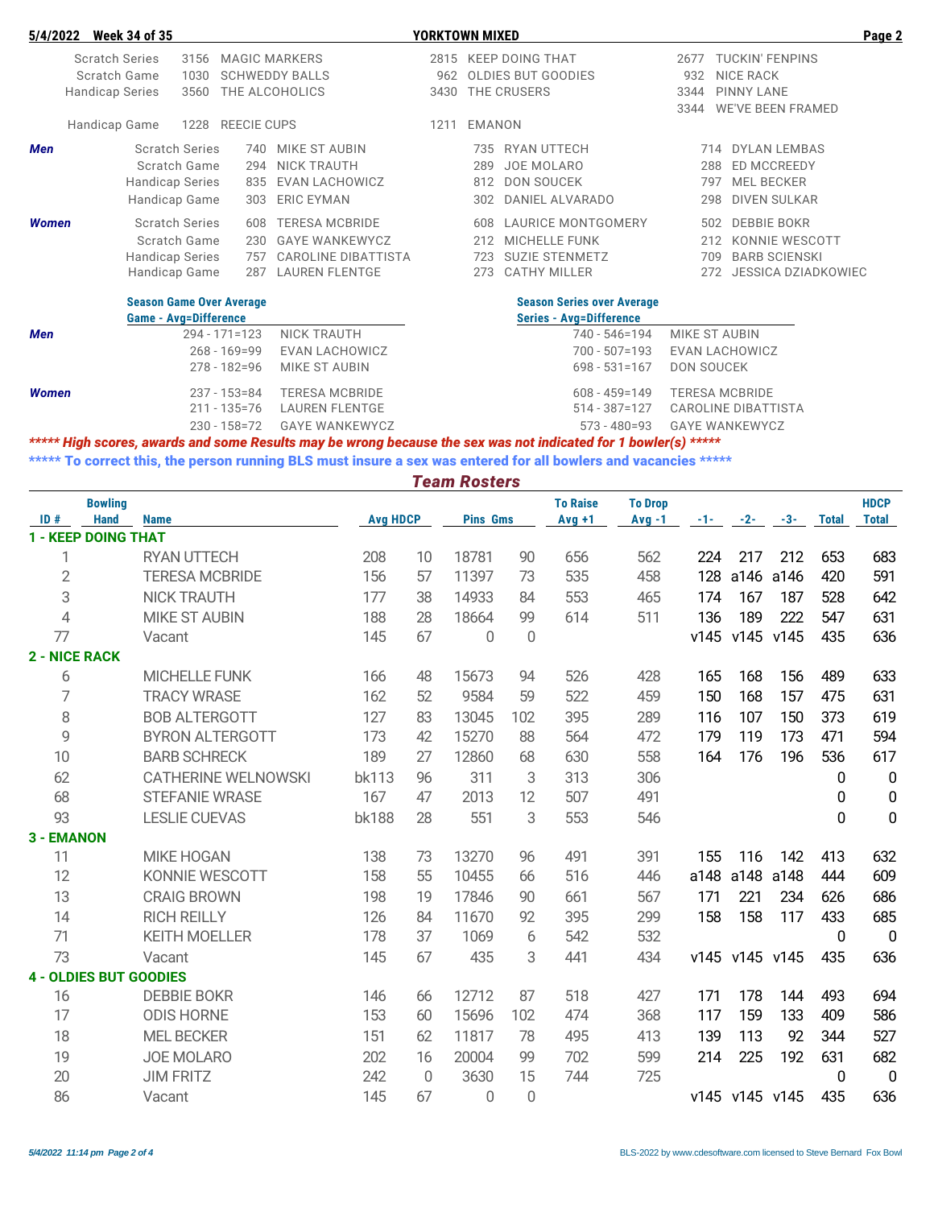**5/4/2022 Week 34 of 35** — **YORKTOWN MIXED**

| | | | | | | |
|---|---|---|---|---|---|---|
| Scratch Series | 3156 | MAGIC MARKERS | 2815 | KEEP DOING THAT | 2677 | TUCKIN' FENPINS |
| Scratch Game | 1030 | SCHWEDDY BALLS | 962 | OLDIES BUT GOODIES | 932 | NICE RACK |
| Handicap Series | 3560 | THE ALCOHOLICS | 3430 | THE CRUSERS | 3344 | PINNY LANE |
| | | | | | 3344 | WE'VE BEEN FRAMED |
| Handicap Game | 1228 | REECIE CUPS | 1211 | EMANON | | |

| | | | | | | | |
|---|---|---|---|---|---|---|---|
| ***Men*** | Scratch Series | 740 | MIKE ST AUBIN | 735 | RYAN UTTECH | 714 | DYLAN LEMBAS |
| | Scratch Game | 294 | NICK TRAUTH | 289 | JOE MOLARO | 288 | ED MCCREEDY |
| | Handicap Series | 835 | EVAN LACHOWICZ | 812 | DON SOUCEK | 797 | MEL BECKER |
| | Handicap Game | 303 | ERIC EYMAN | 302 | DANIEL ALVARADO | 298 | DIVEN SULKAR |
| ***Women*** | Scratch Series | 608 | TERESA MCBRIDE | 608 | LAURICE MONTGOMERY | 502 | DEBBIE BOKR |
| | Scratch Game | 230 | GAYE WANKEWYCZ | 212 | MICHELLE FUNK | 212 | KONNIE WESCOTT |
| | Handicap Series | 757 | CAROLINE DIBATTISTA | 723 | SUZIE STENMETZ | 709 | BARB SCIENSKI |
| | Handicap Game | 287 | LAUREN FLENTGE | 273 | CATHY MILLER | 272 | JESSICA DZIADKOWIEC |

| | Season Game Over Average<br>Game - Avg=Difference | | Season Series over Average<br>Series - Avg=Difference | |
|---|---|---|---|---|
| ***Men*** | 294 - 171=123 | NICK TRAUTH | 740 - 546=194 | MIKE ST AUBIN |
| | 268 - 169=99 | EVAN LACHOWICZ | 700 - 507=193 | EVAN LACHOWICZ |
| | 278 - 182=96 | MIKE ST AUBIN | 698 - 531=167 | DON SOUCEK |
| ***Women*** | 237 - 153=84 | TERESA MCBRIDE | 608 - 459=149 | TERESA MCBRIDE |
| | 211 - 135=76 | LAUREN FLENTGE | 514 - 387=127 | CAROLINE DIBATTISTA |
| | 230 - 158=72 | GAYE WANKEWYCZ | 573 - 480=93 | GAYE WANKEWYCZ |

***\*\*\*\*\* High scores, awards and some Results may be wrong because the sex was not indicated for 1 bowler(s) \*\*\*\*\****

**\*\*\*\*\* To correct this, the person running BLS must insure a sex was entered for all bowlers and vacancies \*\*\*\*\***

## Team Rosters

| ID # | Bowling Hand | Name | Avg | HDCP | Pins | Gms | To Raise Avg +1 | To Drop Avg -1 | -1- | -2- | -3- | Total | HDCP Total |
|---|---|---|---|---|---|---|---|---|---|---|---|---|---|
| **1 - KEEP DOING THAT** | | | | | | | | | | | | | |
| 1 | | RYAN UTTECH | 208 | 10 | 18781 | 90 | 656 | 562 | 224 | 217 | 212 | 653 | 683 |
| 2 | | TERESA MCBRIDE | 156 | 57 | 11397 | 73 | 535 | 458 | 128 | a146 | a146 | 420 | 591 |
| 3 | | NICK TRAUTH | 177 | 38 | 14933 | 84 | 553 | 465 | 174 | 167 | 187 | 528 | 642 |
| 4 | | MIKE ST AUBIN | 188 | 28 | 18664 | 99 | 614 | 511 | 136 | 189 | 222 | 547 | 631 |
| 77 | | Vacant | 145 | 67 | 0 | 0 | | | v145 | v145 | v145 | 435 | 636 |
| **2 - NICE RACK** | | | | | | | | | | | | | |
| 6 | | MICHELLE FUNK | 166 | 48 | 15673 | 94 | 526 | 428 | 165 | 168 | 156 | 489 | 633 |
| 7 | | TRACY WRASE | 162 | 52 | 9584 | 59 | 522 | 459 | 150 | 168 | 157 | 475 | 631 |
| 8 | | BOB ALTERGOTT | 127 | 83 | 13045 | 102 | 395 | 289 | 116 | 107 | 150 | 373 | 619 |
| 9 | | BYRON ALTERGOTT | 173 | 42 | 15270 | 88 | 564 | 472 | 179 | 119 | 173 | 471 | 594 |
| 10 | | BARB SCHRECK | 189 | 27 | 12860 | 68 | 630 | 558 | 164 | 176 | 196 | 536 | 617 |
| 62 | | CATHERINE WELNOWSKI | bk113 | 96 | 311 | 3 | 313 | 306 | | | | 0 | 0 |
| 68 | | STEFANIE WRASE | 167 | 47 | 2013 | 12 | 507 | 491 | | | | 0 | 0 |
| 93 | | LESLIE CUEVAS | bk188 | 28 | 551 | 3 | 553 | 546 | | | | 0 | 0 |
| **3 - EMANON** | | | | | | | | | | | | | |
| 11 | | MIKE HOGAN | 138 | 73 | 13270 | 96 | 491 | 391 | 155 | 116 | 142 | 413 | 632 |
| 12 | | KONNIE WESCOTT | 158 | 55 | 10455 | 66 | 516 | 446 | a148 | a148 | a148 | 444 | 609 |
| 13 | | CRAIG BROWN | 198 | 19 | 17846 | 90 | 661 | 567 | 171 | 221 | 234 | 626 | 686 |
| 14 | | RICH REILLY | 126 | 84 | 11670 | 92 | 395 | 299 | 158 | 158 | 117 | 433 | 685 |
| 71 | | KEITH MOELLER | 178 | 37 | 1069 | 6 | 542 | 532 | | | | 0 | 0 |
| 73 | | Vacant | 145 | 67 | 435 | 3 | 441 | 434 | v145 | v145 | v145 | 435 | 636 |
| **4 - OLDIES BUT GOODIES** | | | | | | | | | | | | | |
| 16 | | DEBBIE BOKR | 146 | 66 | 12712 | 87 | 518 | 427 | 171 | 178 | 144 | 493 | 694 |
| 17 | | ODIS HORNE | 153 | 60 | 15696 | 102 | 474 | 368 | 117 | 159 | 133 | 409 | 586 |
| 18 | | MEL BECKER | 151 | 62 | 11817 | 78 | 495 | 413 | 139 | 113 | 92 | 344 | 527 |
| 19 | | JOE MOLARO | 202 | 16 | 20004 | 99 | 702 | 599 | 214 | 225 | 192 | 631 | 682 |
| 20 | | JIM FRITZ | 242 | 0 | 3630 | 15 | 744 | 725 | | | | 0 | 0 |
| 86 | | Vacant | 145 | 67 | 0 | 0 | | | v145 | v145 | v145 | 435 | 636 |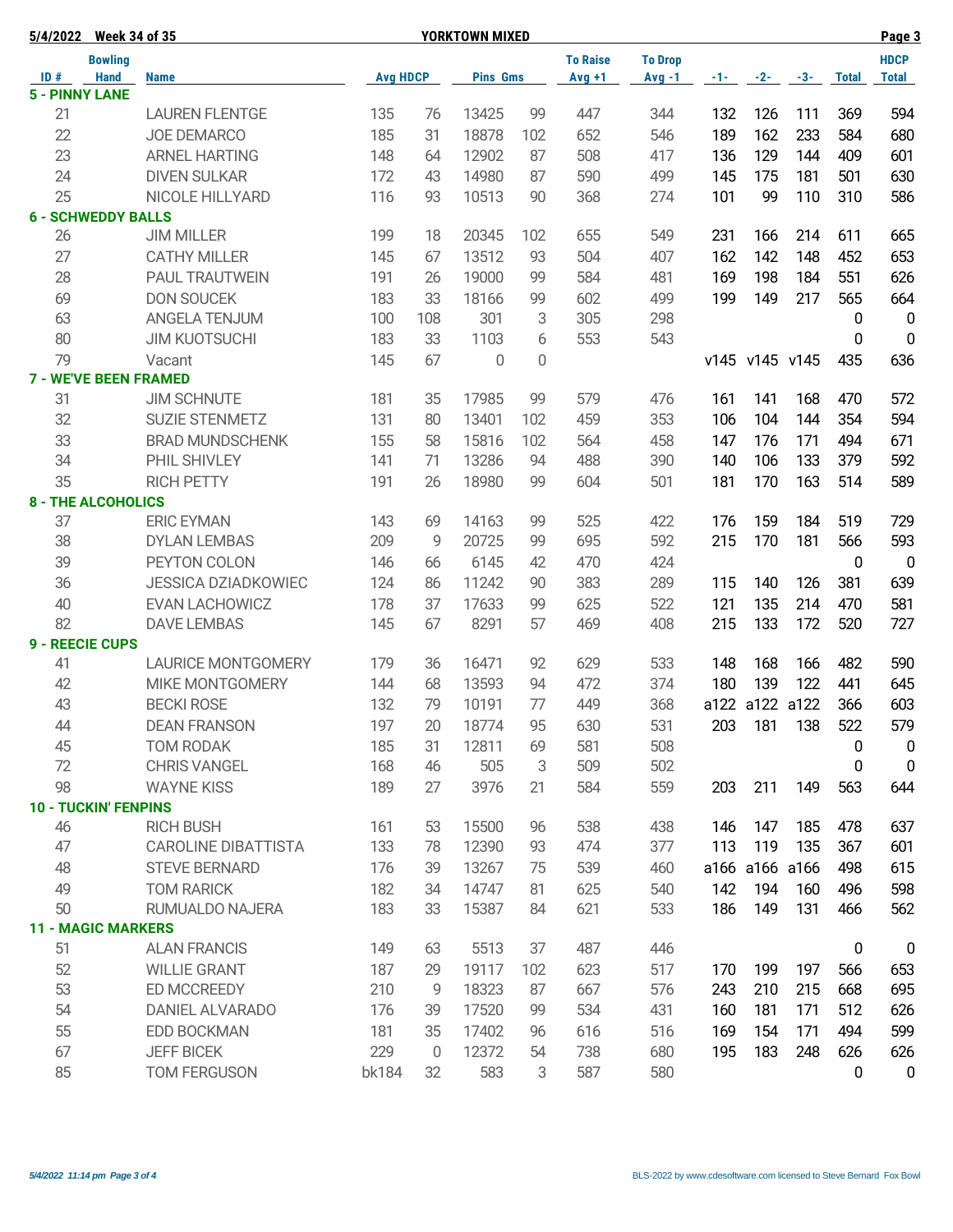5/4/2022 Week 34 of 35 — YORKTOWN MIXED

| ID # | Bowling Hand | Name | Avg | HDCP | Pins | Gms | To Raise Avg +1 | To Drop Avg -1 | -1- | -2- | -3- | Total | HDCP Total |
|---|---|---|---|---|---|---|---|---|---|---|---|---|---|
| **5 - PINNY LANE** | | | | | | | | | | | | | |
| 21 | | LAUREN FLENTGE | 135 | 76 | 13425 | 99 | 447 | 344 | 132 | 126 | 111 | 369 | 594 |
| 22 | | JOE DEMARCO | 185 | 31 | 18878 | 102 | 652 | 546 | 189 | 162 | 233 | 584 | 680 |
| 23 | | ARNEL HARTING | 148 | 64 | 12902 | 87 | 508 | 417 | 136 | 129 | 144 | 409 | 601 |
| 24 | | DIVEN SULKAR | 172 | 43 | 14980 | 87 | 590 | 499 | 145 | 175 | 181 | 501 | 630 |
| 25 | | NICOLE HILLYARD | 116 | 93 | 10513 | 90 | 368 | 274 | 101 | 99 | 110 | 310 | 586 |
| **6 - SCHWEDDY BALLS** | | | | | | | | | | | | | |
| 26 | | JIM MILLER | 199 | 18 | 20345 | 102 | 655 | 549 | 231 | 166 | 214 | 611 | 665 |
| 27 | | CATHY MILLER | 145 | 67 | 13512 | 93 | 504 | 407 | 162 | 142 | 148 | 452 | 653 |
| 28 | | PAUL TRAUTWEIN | 191 | 26 | 19000 | 99 | 584 | 481 | 169 | 198 | 184 | 551 | 626 |
| 69 | | DON SOUCEK | 183 | 33 | 18166 | 99 | 602 | 499 | 199 | 149 | 217 | 565 | 664 |
| 63 | | ANGELA TENJUM | 100 | 108 | 301 | 3 | 305 | 298 | | | | 0 | 0 |
| 80 | | JIM KUOTSUCHI | 183 | 33 | 1103 | 6 | 553 | 543 | | | | 0 | 0 |
| 79 | | Vacant | 145 | 67 | 0 | 0 | | | v145 | v145 | v145 | 435 | 636 |
| **7 - WE'VE BEEN FRAMED** | | | | | | | | | | | | | |
| 31 | | JIM SCHNUTE | 181 | 35 | 17985 | 99 | 579 | 476 | 161 | 141 | 168 | 470 | 572 |
| 32 | | SUZIE STENMETZ | 131 | 80 | 13401 | 102 | 459 | 353 | 106 | 104 | 144 | 354 | 594 |
| 33 | | BRAD MUNDSCHENK | 155 | 58 | 15816 | 102 | 564 | 458 | 147 | 176 | 171 | 494 | 671 |
| 34 | | PHIL SHIVLEY | 141 | 71 | 13286 | 94 | 488 | 390 | 140 | 106 | 133 | 379 | 592 |
| 35 | | RICH PETTY | 191 | 26 | 18980 | 99 | 604 | 501 | 181 | 170 | 163 | 514 | 589 |
| **8 - THE ALCOHOLICS** | | | | | | | | | | | | | |
| 37 | | ERIC EYMAN | 143 | 69 | 14163 | 99 | 525 | 422 | 176 | 159 | 184 | 519 | 729 |
| 38 | | DYLAN LEMBAS | 209 | 9 | 20725 | 99 | 695 | 592 | 215 | 170 | 181 | 566 | 593 |
| 39 | | PEYTON COLON | 146 | 66 | 6145 | 42 | 470 | 424 | | | | 0 | 0 |
| 36 | | JESSICA DZIADKOWIEC | 124 | 86 | 11242 | 90 | 383 | 289 | 115 | 140 | 126 | 381 | 639 |
| 40 | | EVAN LACHOWICZ | 178 | 37 | 17633 | 99 | 625 | 522 | 121 | 135 | 214 | 470 | 581 |
| 82 | | DAVE LEMBAS | 145 | 67 | 8291 | 57 | 469 | 408 | 215 | 133 | 172 | 520 | 727 |
| **9 - REECIE CUPS** | | | | | | | | | | | | | |
| 41 | | LAURICE MONTGOMERY | 179 | 36 | 16471 | 92 | 629 | 533 | 148 | 168 | 166 | 482 | 590 |
| 42 | | MIKE MONTGOMERY | 144 | 68 | 13593 | 94 | 472 | 374 | 180 | 139 | 122 | 441 | 645 |
| 43 | | BECKI ROSE | 132 | 79 | 10191 | 77 | 449 | 368 | a122 | a122 | a122 | 366 | 603 |
| 44 | | DEAN FRANSON | 197 | 20 | 18774 | 95 | 630 | 531 | 203 | 181 | 138 | 522 | 579 |
| 45 | | TOM RODAK | 185 | 31 | 12811 | 69 | 581 | 508 | | | | 0 | 0 |
| 72 | | CHRIS VANGEL | 168 | 46 | 505 | 3 | 509 | 502 | | | | 0 | 0 |
| 98 | | WAYNE KISS | 189 | 27 | 3976 | 21 | 584 | 559 | 203 | 211 | 149 | 563 | 644 |
| **10 - TUCKIN' FENPINS** | | | | | | | | | | | | | |
| 46 | | RICH BUSH | 161 | 53 | 15500 | 96 | 538 | 438 | 146 | 147 | 185 | 478 | 637 |
| 47 | | CAROLINE DIBATTISTA | 133 | 78 | 12390 | 93 | 474 | 377 | 113 | 119 | 135 | 367 | 601 |
| 48 | | STEVE BERNARD | 176 | 39 | 13267 | 75 | 539 | 460 | a166 | a166 | a166 | 498 | 615 |
| 49 | | TOM RARICK | 182 | 34 | 14747 | 81 | 625 | 540 | 142 | 194 | 160 | 496 | 598 |
| 50 | | RUMUALDO NAJERA | 183 | 33 | 15387 | 84 | 621 | 533 | 186 | 149 | 131 | 466 | 562 |
| **11 - MAGIC MARKERS** | | | | | | | | | | | | | |
| 51 | | ALAN FRANCIS | 149 | 63 | 5513 | 37 | 487 | 446 | | | | 0 | 0 |
| 52 | | WILLIE GRANT | 187 | 29 | 19117 | 102 | 623 | 517 | 170 | 199 | 197 | 566 | 653 |
| 53 | | ED MCCREEDY | 210 | 9 | 18323 | 87 | 667 | 576 | 243 | 210 | 215 | 668 | 695 |
| 54 | | DANIEL ALVARADO | 176 | 39 | 17520 | 99 | 534 | 431 | 160 | 181 | 171 | 512 | 626 |
| 55 | | EDD BOCKMAN | 181 | 35 | 17402 | 96 | 616 | 516 | 169 | 154 | 171 | 494 | 599 |
| 67 | | JEFF BICEK | 229 | 0 | 12372 | 54 | 738 | 680 | 195 | 183 | 248 | 626 | 626 |
| 85 | | TOM FERGUSON | bk184 | 32 | 583 | 3 | 587 | 580 | | | | 0 | 0 |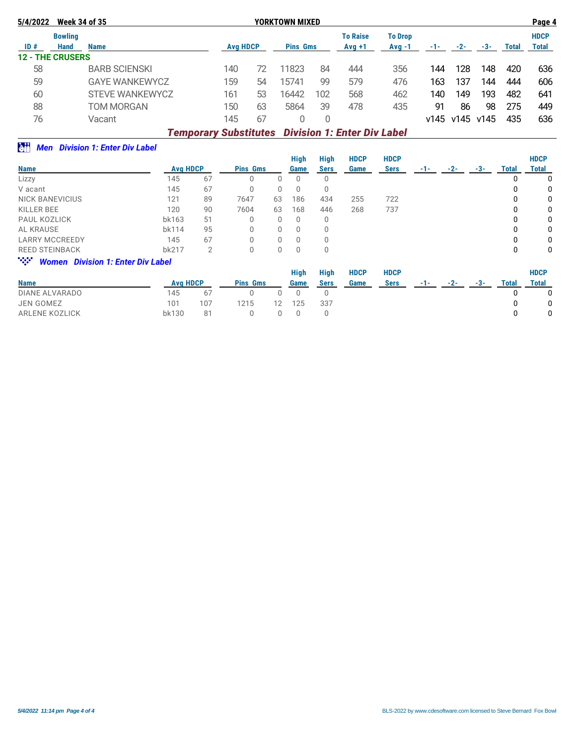## 12 - THE CRUSERS

| ID # | Bowling Hand | Name | Avg | HDCP | Pins | Gms | To Raise Avg +1 | To Drop Avg -1 | -1- | -2- | -3- | Total | HDCP Total |
|---|---|---|---|---|---|---|---|---|---|---|---|---|---|
| 58 | | BARB SCIENSKI | 140 | 72 | 11823 | 84 | 444 | 356 | 144 | 128 | 148 | 420 | 636 |
| 59 | | GAYE WANKEWYCZ | 159 | 54 | 15741 | 99 | 579 | 476 | 163 | 137 | 144 | 444 | 606 |
| 60 | | STEVE WANKEWYCZ | 161 | 53 | 16442 | 102 | 568 | 462 | 140 | 149 | 193 | 482 | 641 |
| 88 | | TOM MORGAN | 150 | 63 | 5864 | 39 | 478 | 435 | 91 | 86 | 98 | 275 | 449 |
| 76 | | Vacant | 145 | 67 | 0 | 0 | | | v145 | v145 | v145 | 435 | 636 |

## *Temporary Substitutes Division 1: Enter Div Label*

### *Men Division 1: Enter Div Label*

| Name | Avg | HDCP | Pins | Gms | High Game | High Sers | HDCP Game | HDCP Sers | -1- | -2- | -3- | Total | HDCP Total |
|---|---|---|---|---|---|---|---|---|---|---|---|---|---|
| Lizzy | 145 | 67 | 0 | 0 | 0 | 0 | | | | | | 0 | 0 |
| V acant | 145 | 67 | 0 | 0 | 0 | 0 | | | | | | 0 | 0 |
| NICK BANEVICIUS | 121 | 89 | 7647 | 63 | 186 | 434 | 255 | 722 | | | | 0 | 0 |
| KILLER BEE | 120 | 90 | 7604 | 63 | 168 | 446 | 268 | 737 | | | | 0 | 0 |
| PAUL KOZLICK | bk163 | 51 | 0 | 0 | 0 | 0 | | | | | | 0 | 0 |
| AL KRAUSE | bk114 | 95 | 0 | 0 | 0 | 0 | | | | | | 0 | 0 |
| LARRY MCCREEDY | 145 | 67 | 0 | 0 | 0 | 0 | | | | | | 0 | 0 |
| REED STEINBACK | bk217 | 2 | 0 | 0 | 0 | 0 | | | | | | 0 | 0 |

### *Women Division 1: Enter Div Label*

| Name | Avg | HDCP | Pins | Gms | High Game | High Sers | HDCP Game | HDCP Sers | -1- | -2- | -3- | Total | HDCP Total |
|---|---|---|---|---|---|---|---|---|---|---|---|---|---|
| DIANE ALVARADO | 145 | 67 | 0 | 0 | 0 | 0 | | | | | | 0 | 0 |
| JEN GOMEZ | 101 | 107 | 1215 | 12 | 125 | 337 | | | | | | 0 | 0 |
| ARLENE KOZLICK | bk130 | 81 | 0 | 0 | 0 | 0 | | | | | | 0 | 0 |